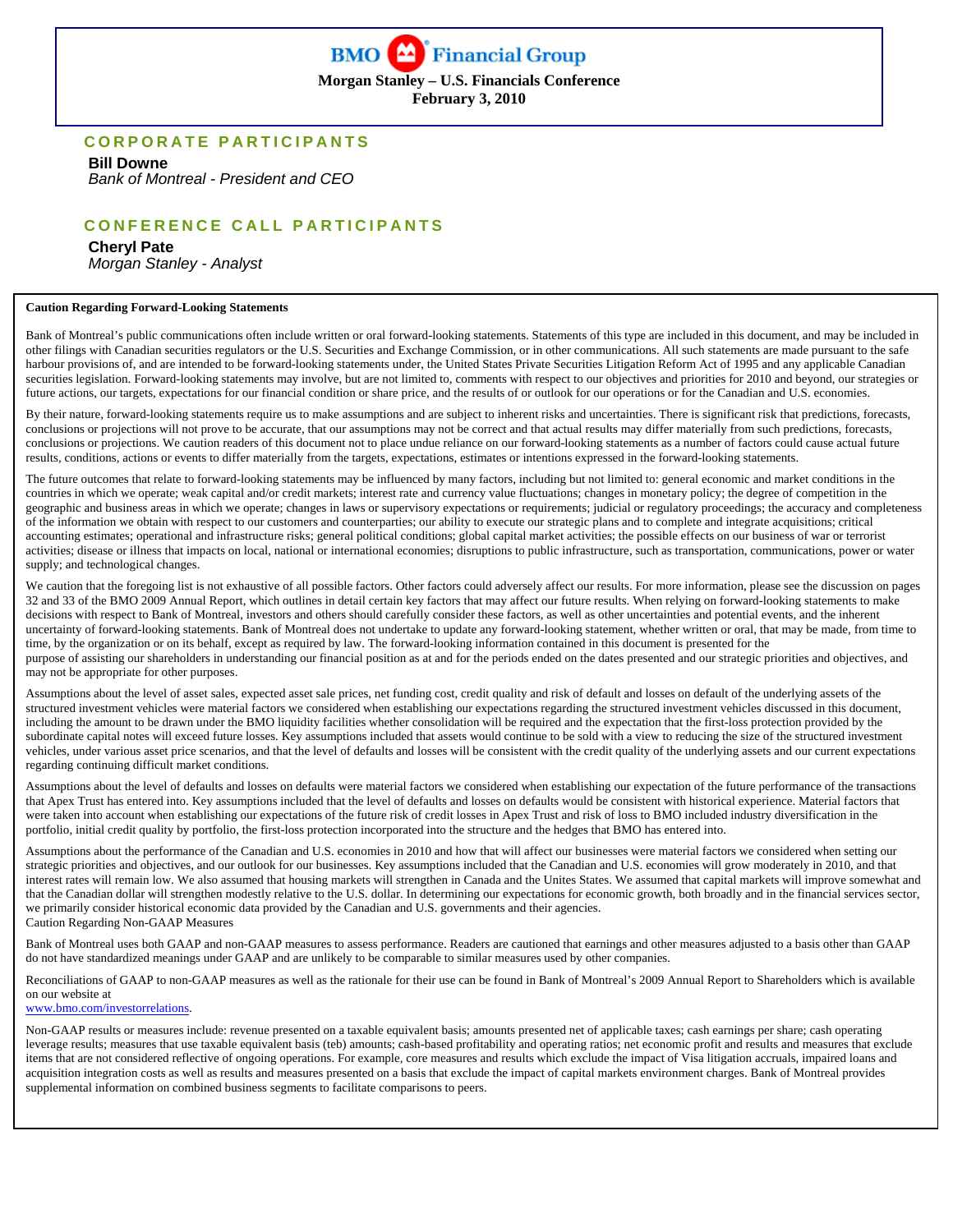**BMO Financial Group**

**Morgan Stanley – U.S. Financials Conference**
**February 3, 2010**

## CORPORATE PARTICIPANTS

**Bill Downe**
*Bank of Montreal - President and CEO*

## CONFERENCE CALL PARTICIPANTS

**Cheryl Pate**
*Morgan Stanley - Analyst*

**Caution Regarding Forward-Looking Statements**

Bank of Montreal's public communications often include written or oral forward-looking statements. Statements of this type are included in this document, and may be included in other filings with Canadian securities regulators or the U.S. Securities and Exchange Commission, or in other communications. All such statements are made pursuant to the safe harbour provisions of, and are intended to be forward-looking statements under, the United States Private Securities Litigation Reform Act of 1995 and any applicable Canadian securities legislation. Forward-looking statements may involve, but are not limited to, comments with respect to our objectives and priorities for 2010 and beyond, our strategies or future actions, our targets, expectations for our financial condition or share price, and the results of or outlook for our operations or for the Canadian and U.S. economies.

By their nature, forward-looking statements require us to make assumptions and are subject to inherent risks and uncertainties. There is significant risk that predictions, forecasts, conclusions or projections will not prove to be accurate, that our assumptions may not be correct and that actual results may differ materially from such predictions, forecasts, conclusions or projections. We caution readers of this document not to place undue reliance on our forward-looking statements as a number of factors could cause actual future results, conditions, actions or events to differ materially from the targets, expectations, estimates or intentions expressed in the forward-looking statements.

The future outcomes that relate to forward-looking statements may be influenced by many factors, including but not limited to: general economic and market conditions in the countries in which we operate; weak capital and/or credit markets; interest rate and currency value fluctuations; changes in monetary policy; the degree of competition in the geographic and business areas in which we operate; changes in laws or supervisory expectations or requirements; judicial or regulatory proceedings; the accuracy and completeness of the information we obtain with respect to our customers and counterparties; our ability to execute our strategic plans and to complete and integrate acquisitions; critical accounting estimates; operational and infrastructure risks; general political conditions; global capital market activities; the possible effects on our business of war or terrorist activities; disease or illness that impacts on local, national or international economies; disruptions to public infrastructure, such as transportation, communications, power or water supply; and technological changes.

We caution that the foregoing list is not exhaustive of all possible factors. Other factors could adversely affect our results. For more information, please see the discussion on pages 32 and 33 of the BMO 2009 Annual Report, which outlines in detail certain key factors that may affect our future results. When relying on forward-looking statements to make decisions with respect to Bank of Montreal, investors and others should carefully consider these factors, as well as other uncertainties and potential events, and the inherent uncertainty of forward-looking statements. Bank of Montreal does not undertake to update any forward-looking statement, whether written or oral, that may be made, from time to time, by the organization or on its behalf, except as required by law. The forward-looking information contained in this document is presented for the purpose of assisting our shareholders in understanding our financial position as at and for the periods ended on the dates presented and our strategic priorities and objectives, and may not be appropriate for other purposes.

Assumptions about the level of asset sales, expected asset sale prices, net funding cost, credit quality and risk of default and losses on default of the underlying assets of the structured investment vehicles were material factors we considered when establishing our expectations regarding the structured investment vehicles discussed in this document, including the amount to be drawn under the BMO liquidity facilities whether consolidation will be required and the expectation that the first-loss protection provided by the subordinate capital notes will exceed future losses. Key assumptions included that assets would continue to be sold with a view to reducing the size of the structured investment vehicles, under various asset price scenarios, and that the level of defaults and losses will be consistent with the credit quality of the underlying assets and our current expectations regarding continuing difficult market conditions.

Assumptions about the level of defaults and losses on defaults were material factors we considered when establishing our expectation of the future performance of the transactions that Apex Trust has entered into. Key assumptions included that the level of defaults and losses on defaults would be consistent with historical experience. Material factors that were taken into account when establishing our expectations of the future risk of credit losses in Apex Trust and risk of loss to BMO included industry diversification in the portfolio, initial credit quality by portfolio, the first-loss protection incorporated into the structure and the hedges that BMO has entered into.

Assumptions about the performance of the Canadian and U.S. economies in 2010 and how that will affect our businesses were material factors we considered when setting our strategic priorities and objectives, and our outlook for our businesses. Key assumptions included that the Canadian and U.S. economies will grow moderately in 2010, and that interest rates will remain low. We also assumed that housing markets will strengthen in Canada and the Unites States. We assumed that capital markets will improve somewhat and that the Canadian dollar will strengthen modestly relative to the U.S. dollar. In determining our expectations for economic growth, both broadly and in the financial services sector, we primarily consider historical economic data provided by the Canadian and U.S. governments and their agencies.

Caution Regarding Non-GAAP Measures

Bank of Montreal uses both GAAP and non-GAAP measures to assess performance. Readers are cautioned that earnings and other measures adjusted to a basis other than GAAP do not have standardized meanings under GAAP and are unlikely to be comparable to similar measures used by other companies.

Reconciliations of GAAP to non-GAAP measures as well as the rationale for their use can be found in Bank of Montreal's 2009 Annual Report to Shareholders which is available on our website at www.bmo.com/investorrelations.

Non-GAAP results or measures include: revenue presented on a taxable equivalent basis; amounts presented net of applicable taxes; cash earnings per share; cash operating leverage results; measures that use taxable equivalent basis (teb) amounts; cash-based profitability and operating ratios; net economic profit and results and measures that exclude items that are not considered reflective of ongoing operations. For example, core measures and results which exclude the impact of Visa litigation accruals, impaired loans and acquisition integration costs as well as results and measures presented on a basis that exclude the impact of capital markets environment charges. Bank of Montreal provides supplemental information on combined business segments to facilitate comparisons to peers.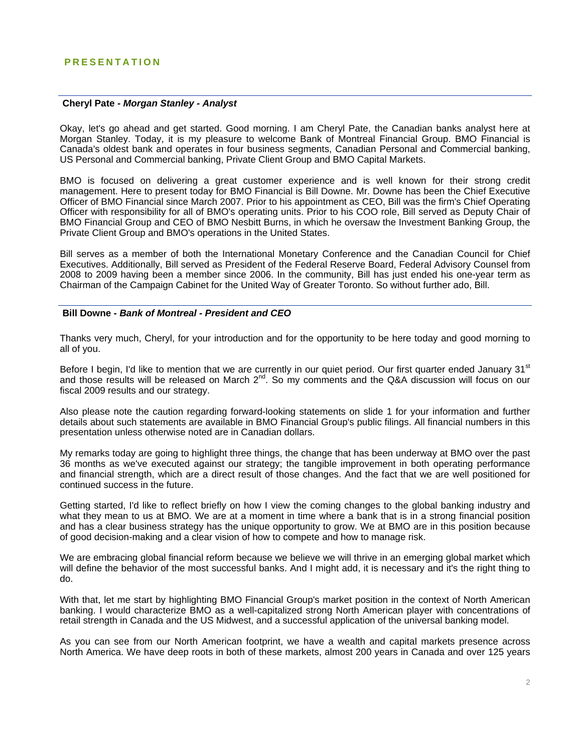## PRESENTATION

**Cheryl Pate** - ***Morgan Stanley - Analyst***

Okay, let's go ahead and get started. Good morning. I am Cheryl Pate, the Canadian banks analyst here at Morgan Stanley. Today, it is my pleasure to welcome Bank of Montreal Financial Group. BMO Financial is Canada's oldest bank and operates in four business segments, Canadian Personal and Commercial banking, US Personal and Commercial banking, Private Client Group and BMO Capital Markets.

BMO is focused on delivering a great customer experience and is well known for their strong credit management. Here to present today for BMO Financial is Bill Downe. Mr. Downe has been the Chief Executive Officer of BMO Financial since March 2007. Prior to his appointment as CEO, Bill was the firm's Chief Operating Officer with responsibility for all of BMO's operating units. Prior to his COO role, Bill served as Deputy Chair of BMO Financial Group and CEO of BMO Nesbitt Burns, in which he oversaw the Investment Banking Group, the Private Client Group and BMO's operations in the United States.

Bill serves as a member of both the International Monetary Conference and the Canadian Council for Chief Executives. Additionally, Bill served as President of the Federal Reserve Board, Federal Advisory Counsel from 2008 to 2009 having been a member since 2006. In the community, Bill has just ended his one-year term as Chairman of the Campaign Cabinet for the United Way of Greater Toronto. So without further ado, Bill.

**Bill Downe** - ***Bank of Montreal - President and CEO***

Thanks very much, Cheryl, for your introduction and for the opportunity to be here today and good morning to all of you.

Before I begin, I'd like to mention that we are currently in our quiet period. Our first quarter ended January 31st and those results will be released on March 2nd. So my comments and the Q&A discussion will focus on our fiscal 2009 results and our strategy.

Also please note the caution regarding forward-looking statements on slide 1 for your information and further details about such statements are available in BMO Financial Group's public filings. All financial numbers in this presentation unless otherwise noted are in Canadian dollars.

My remarks today are going to highlight three things, the change that has been underway at BMO over the past 36 months as we've executed against our strategy; the tangible improvement in both operating performance and financial strength, which are a direct result of those changes. And the fact that we are well positioned for continued success in the future.

Getting started, I'd like to reflect briefly on how I view the coming changes to the global banking industry and what they mean to us at BMO. We are at a moment in time where a bank that is in a strong financial position and has a clear business strategy has the unique opportunity to grow. We at BMO are in this position because of good decision-making and a clear vision of how to compete and how to manage risk.

We are embracing global financial reform because we believe we will thrive in an emerging global market which will define the behavior of the most successful banks. And I might add, it is necessary and it's the right thing to do.

With that, let me start by highlighting BMO Financial Group's market position in the context of North American banking. I would characterize BMO as a well-capitalized strong North American player with concentrations of retail strength in Canada and the US Midwest, and a successful application of the universal banking model.

As you can see from our North American footprint, we have a wealth and capital markets presence across North America. We have deep roots in both of these markets, almost 200 years in Canada and over 125 years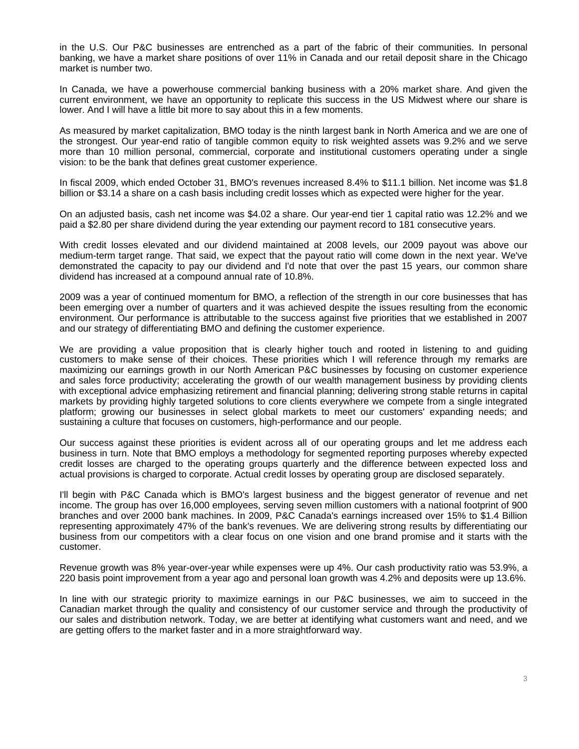in the U.S. Our P&C businesses are entrenched as a part of the fabric of their communities. In personal banking, we have a market share positions of over 11% in Canada and our retail deposit share in the Chicago market is number two.

In Canada, we have a powerhouse commercial banking business with a 20% market share. And given the current environment, we have an opportunity to replicate this success in the US Midwest where our share is lower. And I will have a little bit more to say about this in a few moments.

As measured by market capitalization, BMO today is the ninth largest bank in North America and we are one of the strongest. Our year-end ratio of tangible common equity to risk weighted assets was 9.2% and we serve more than 10 million personal, commercial, corporate and institutional customers operating under a single vision: to be the bank that defines great customer experience.

In fiscal 2009, which ended October 31, BMO's revenues increased 8.4% to $11.1 billion. Net income was $1.8 billion or $3.14 a share on a cash basis including credit losses which as expected were higher for the year.

On an adjusted basis, cash net income was $4.02 a share. Our year-end tier 1 capital ratio was 12.2% and we paid a $2.80 per share dividend during the year extending our payment record to 181 consecutive years.

With credit losses elevated and our dividend maintained at 2008 levels, our 2009 payout was above our medium-term target range. That said, we expect that the payout ratio will come down in the next year. We've demonstrated the capacity to pay our dividend and I'd note that over the past 15 years, our common share dividend has increased at a compound annual rate of 10.8%.

2009 was a year of continued momentum for BMO, a reflection of the strength in our core businesses that has been emerging over a number of quarters and it was achieved despite the issues resulting from the economic environment. Our performance is attributable to the success against five priorities that we established in 2007 and our strategy of differentiating BMO and defining the customer experience.

We are providing a value proposition that is clearly higher touch and rooted in listening to and guiding customers to make sense of their choices. These priorities which I will reference through my remarks are maximizing our earnings growth in our North American P&C businesses by focusing on customer experience and sales force productivity; accelerating the growth of our wealth management business by providing clients with exceptional advice emphasizing retirement and financial planning; delivering strong stable returns in capital markets by providing highly targeted solutions to core clients everywhere we compete from a single integrated platform; growing our businesses in select global markets to meet our customers' expanding needs; and sustaining a culture that focuses on customers, high-performance and our people.

Our success against these priorities is evident across all of our operating groups and let me address each business in turn. Note that BMO employs a methodology for segmented reporting purposes whereby expected credit losses are charged to the operating groups quarterly and the difference between expected loss and actual provisions is charged to corporate. Actual credit losses by operating group are disclosed separately.

I'll begin with P&C Canada which is BMO's largest business and the biggest generator of revenue and net income. The group has over 16,000 employees, serving seven million customers with a national footprint of 900 branches and over 2000 bank machines. In 2009, P&C Canada's earnings increased over 15% to $1.4 Billion representing approximately 47% of the bank's revenues. We are delivering strong results by differentiating our business from our competitors with a clear focus on one vision and one brand promise and it starts with the customer.

Revenue growth was 8% year-over-year while expenses were up 4%. Our cash productivity ratio was 53.9%, a 220 basis point improvement from a year ago and personal loan growth was 4.2% and deposits were up 13.6%.

In line with our strategic priority to maximize earnings in our P&C businesses, we aim to succeed in the Canadian market through the quality and consistency of our customer service and through the productivity of our sales and distribution network. Today, we are better at identifying what customers want and need, and we are getting offers to the market faster and in a more straightforward way.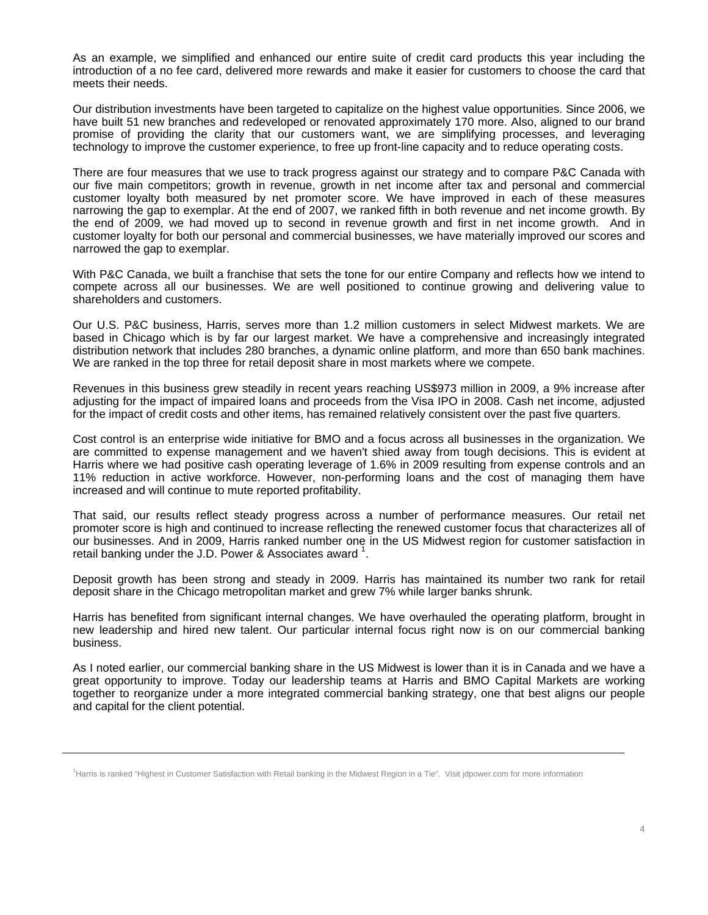As an example, we simplified and enhanced our entire suite of credit card products this year including the introduction of a no fee card, delivered more rewards and make it easier for customers to choose the card that meets their needs.

Our distribution investments have been targeted to capitalize on the highest value opportunities. Since 2006, we have built 51 new branches and redeveloped or renovated approximately 170 more. Also, aligned to our brand promise of providing the clarity that our customers want, we are simplifying processes, and leveraging technology to improve the customer experience, to free up front-line capacity and to reduce operating costs.

There are four measures that we use to track progress against our strategy and to compare P&C Canada with our five main competitors; growth in revenue, growth in net income after tax and personal and commercial customer loyalty both measured by net promoter score. We have improved in each of these measures narrowing the gap to exemplar. At the end of 2007, we ranked fifth in both revenue and net income growth. By the end of 2009, we had moved up to second in revenue growth and first in net income growth. And in customer loyalty for both our personal and commercial businesses, we have materially improved our scores and narrowed the gap to exemplar.

With P&C Canada, we built a franchise that sets the tone for our entire Company and reflects how we intend to compete across all our businesses. We are well positioned to continue growing and delivering value to shareholders and customers.

Our U.S. P&C business, Harris, serves more than 1.2 million customers in select Midwest markets. We are based in Chicago which is by far our largest market. We have a comprehensive and increasingly integrated distribution network that includes 280 branches, a dynamic online platform, and more than 650 bank machines. We are ranked in the top three for retail deposit share in most markets where we compete.

Revenues in this business grew steadily in recent years reaching US$973 million in 2009, a 9% increase after adjusting for the impact of impaired loans and proceeds from the Visa IPO in 2008. Cash net income, adjusted for the impact of credit costs and other items, has remained relatively consistent over the past five quarters.

Cost control is an enterprise wide initiative for BMO and a focus across all businesses in the organization. We are committed to expense management and we haven't shied away from tough decisions. This is evident at Harris where we had positive cash operating leverage of 1.6% in 2009 resulting from expense controls and an 11% reduction in active workforce. However, non-performing loans and the cost of managing them have increased and will continue to mute reported profitability.

That said, our results reflect steady progress across a number of performance measures. Our retail net promoter score is high and continued to increase reflecting the renewed customer focus that characterizes all of our businesses. And in 2009, Harris ranked number one in the US Midwest region for customer satisfaction in retail banking under the J.D. Power & Associates award [1].

Deposit growth has been strong and steady in 2009. Harris has maintained its number two rank for retail deposit share in the Chicago metropolitan market and grew 7% while larger banks shrunk.

Harris has benefited from significant internal changes. We have overhauled the operating platform, brought in new leadership and hired new talent. Our particular internal focus right now is on our commercial banking business.

As I noted earlier, our commercial banking share in the US Midwest is lower than it is in Canada and we have a great opportunity to improve. Today our leadership teams at Harris and BMO Capital Markets are working together to reorganize under a more integrated commercial banking strategy, one that best aligns our people and capital for the client potential.

---

[1] Harris is ranked "Highest in Customer Satisfaction with Retail banking in the Midwest Region in a Tie". Visit jdpower.com for more information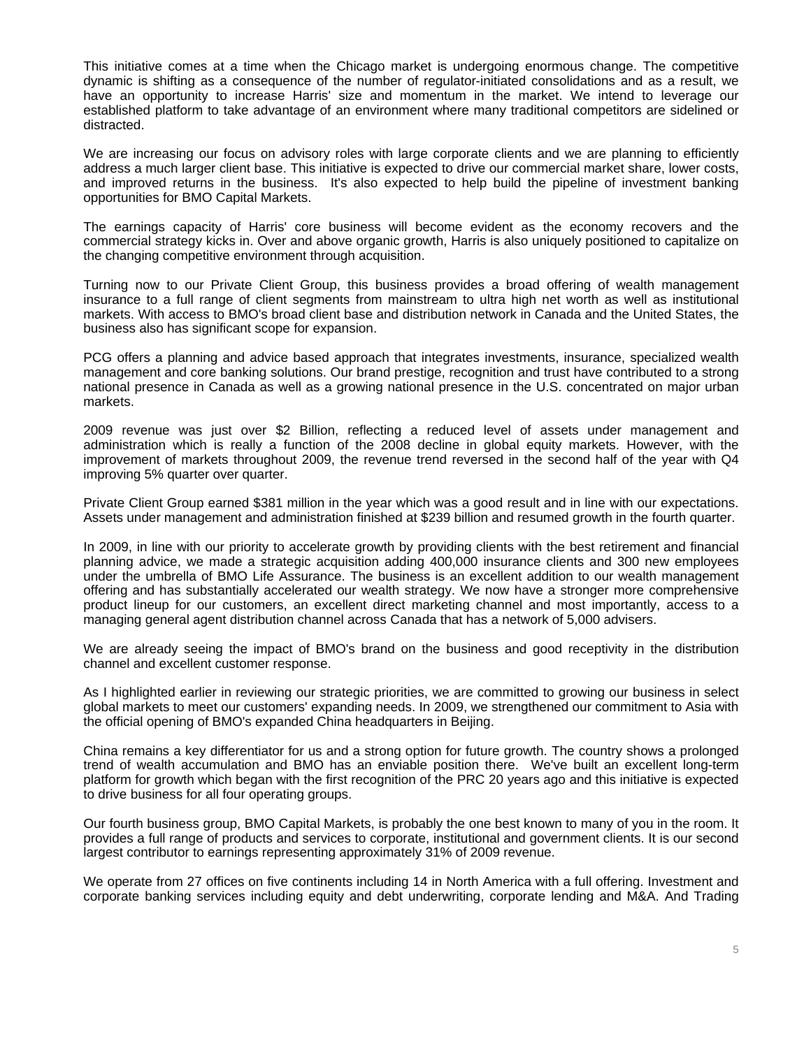This initiative comes at a time when the Chicago market is undergoing enormous change. The competitive dynamic is shifting as a consequence of the number of regulator-initiated consolidations and as a result, we have an opportunity to increase Harris' size and momentum in the market. We intend to leverage our established platform to take advantage of an environment where many traditional competitors are sidelined or distracted.

We are increasing our focus on advisory roles with large corporate clients and we are planning to efficiently address a much larger client base. This initiative is expected to drive our commercial market share, lower costs, and improved returns in the business. It's also expected to help build the pipeline of investment banking opportunities for BMO Capital Markets.

The earnings capacity of Harris' core business will become evident as the economy recovers and the commercial strategy kicks in. Over and above organic growth, Harris is also uniquely positioned to capitalize on the changing competitive environment through acquisition.

Turning now to our Private Client Group, this business provides a broad offering of wealth management insurance to a full range of client segments from mainstream to ultra high net worth as well as institutional markets. With access to BMO's broad client base and distribution network in Canada and the United States, the business also has significant scope for expansion.

PCG offers a planning and advice based approach that integrates investments, insurance, specialized wealth management and core banking solutions. Our brand prestige, recognition and trust have contributed to a strong national presence in Canada as well as a growing national presence in the U.S. concentrated on major urban markets.

2009 revenue was just over $2 Billion, reflecting a reduced level of assets under management and administration which is really a function of the 2008 decline in global equity markets. However, with the improvement of markets throughout 2009, the revenue trend reversed in the second half of the year with Q4 improving 5% quarter over quarter.

Private Client Group earned $381 million in the year which was a good result and in line with our expectations. Assets under management and administration finished at $239 billion and resumed growth in the fourth quarter.

In 2009, in line with our priority to accelerate growth by providing clients with the best retirement and financial planning advice, we made a strategic acquisition adding 400,000 insurance clients and 300 new employees under the umbrella of BMO Life Assurance. The business is an excellent addition to our wealth management offering and has substantially accelerated our wealth strategy. We now have a stronger more comprehensive product lineup for our customers, an excellent direct marketing channel and most importantly, access to a managing general agent distribution channel across Canada that has a network of 5,000 advisers.

We are already seeing the impact of BMO's brand on the business and good receptivity in the distribution channel and excellent customer response.

As I highlighted earlier in reviewing our strategic priorities, we are committed to growing our business in select global markets to meet our customers' expanding needs. In 2009, we strengthened our commitment to Asia with the official opening of BMO's expanded China headquarters in Beijing.

China remains a key differentiator for us and a strong option for future growth. The country shows a prolonged trend of wealth accumulation and BMO has an enviable position there. We've built an excellent long-term platform for growth which began with the first recognition of the PRC 20 years ago and this initiative is expected to drive business for all four operating groups.

Our fourth business group, BMO Capital Markets, is probably the one best known to many of you in the room. It provides a full range of products and services to corporate, institutional and government clients. It is our second largest contributor to earnings representing approximately 31% of 2009 revenue.

We operate from 27 offices on five continents including 14 in North America with a full offering. Investment and corporate banking services including equity and debt underwriting, corporate lending and M&A. And Trading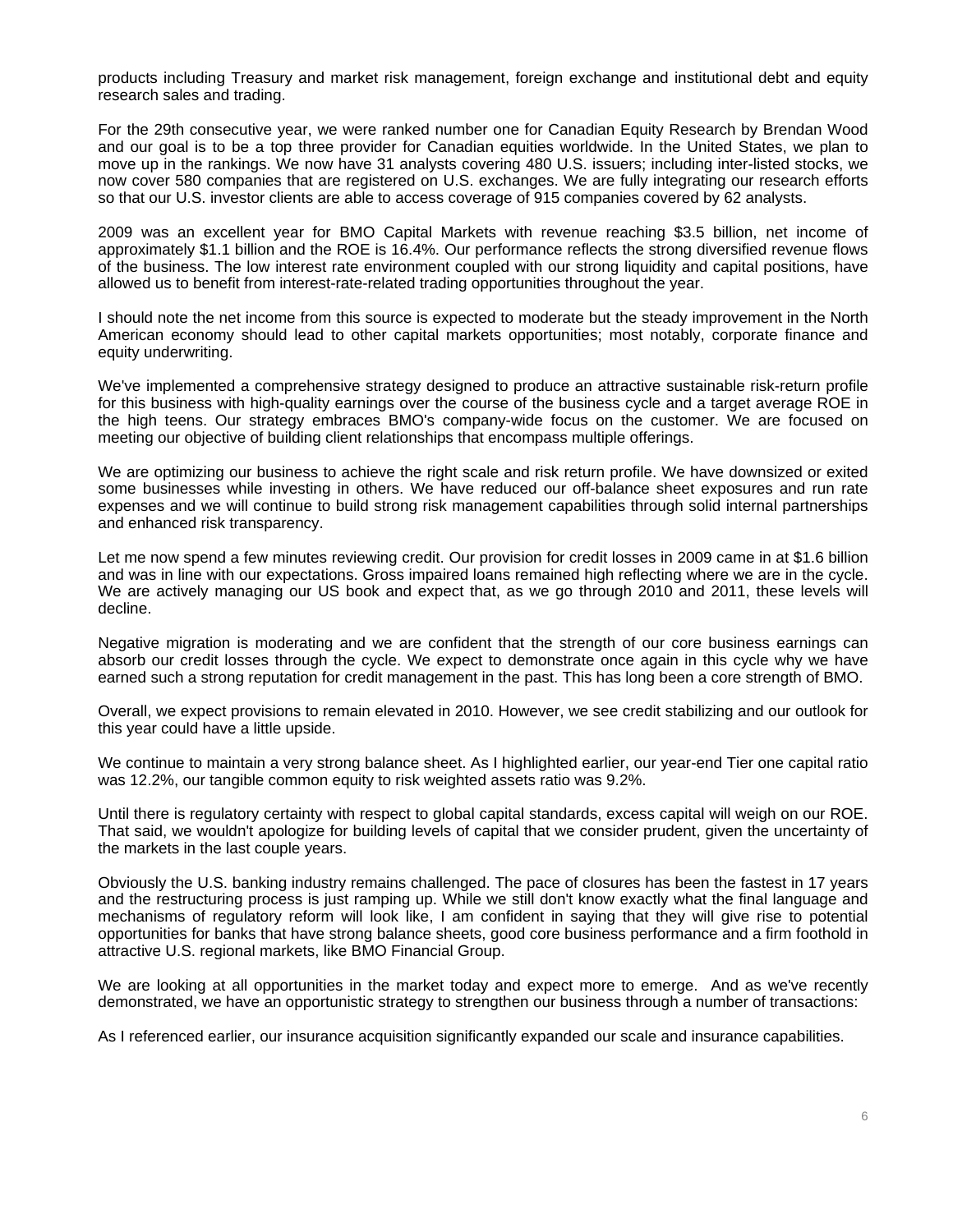products including Treasury and market risk management, foreign exchange and institutional debt and equity research sales and trading.

For the 29th consecutive year, we were ranked number one for Canadian Equity Research by Brendan Wood and our goal is to be a top three provider for Canadian equities worldwide. In the United States, we plan to move up in the rankings. We now have 31 analysts covering 480 U.S. issuers; including inter-listed stocks, we now cover 580 companies that are registered on U.S. exchanges. We are fully integrating our research efforts so that our U.S. investor clients are able to access coverage of 915 companies covered by 62 analysts.

2009 was an excellent year for BMO Capital Markets with revenue reaching $3.5 billion, net income of approximately $1.1 billion and the ROE is 16.4%. Our performance reflects the strong diversified revenue flows of the business. The low interest rate environment coupled with our strong liquidity and capital positions, have allowed us to benefit from interest-rate-related trading opportunities throughout the year.

I should note the net income from this source is expected to moderate but the steady improvement in the North American economy should lead to other capital markets opportunities; most notably, corporate finance and equity underwriting.

We've implemented a comprehensive strategy designed to produce an attractive sustainable risk-return profile for this business with high-quality earnings over the course of the business cycle and a target average ROE in the high teens. Our strategy embraces BMO's company-wide focus on the customer. We are focused on meeting our objective of building client relationships that encompass multiple offerings.

We are optimizing our business to achieve the right scale and risk return profile. We have downsized or exited some businesses while investing in others. We have reduced our off-balance sheet exposures and run rate expenses and we will continue to build strong risk management capabilities through solid internal partnerships and enhanced risk transparency.

Let me now spend a few minutes reviewing credit. Our provision for credit losses in 2009 came in at $1.6 billion and was in line with our expectations. Gross impaired loans remained high reflecting where we are in the cycle. We are actively managing our US book and expect that, as we go through 2010 and 2011, these levels will decline.

Negative migration is moderating and we are confident that the strength of our core business earnings can absorb our credit losses through the cycle. We expect to demonstrate once again in this cycle why we have earned such a strong reputation for credit management in the past. This has long been a core strength of BMO.

Overall, we expect provisions to remain elevated in 2010. However, we see credit stabilizing and our outlook for this year could have a little upside.

We continue to maintain a very strong balance sheet. As I highlighted earlier, our year-end Tier one capital ratio was 12.2%, our tangible common equity to risk weighted assets ratio was 9.2%.

Until there is regulatory certainty with respect to global capital standards, excess capital will weigh on our ROE. That said, we wouldn't apologize for building levels of capital that we consider prudent, given the uncertainty of the markets in the last couple years.

Obviously the U.S. banking industry remains challenged. The pace of closures has been the fastest in 17 years and the restructuring process is just ramping up. While we still don't know exactly what the final language and mechanisms of regulatory reform will look like, I am confident in saying that they will give rise to potential opportunities for banks that have strong balance sheets, good core business performance and a firm foothold in attractive U.S. regional markets, like BMO Financial Group.

We are looking at all opportunities in the market today and expect more to emerge. And as we've recently demonstrated, we have an opportunistic strategy to strengthen our business through a number of transactions:

As I referenced earlier, our insurance acquisition significantly expanded our scale and insurance capabilities.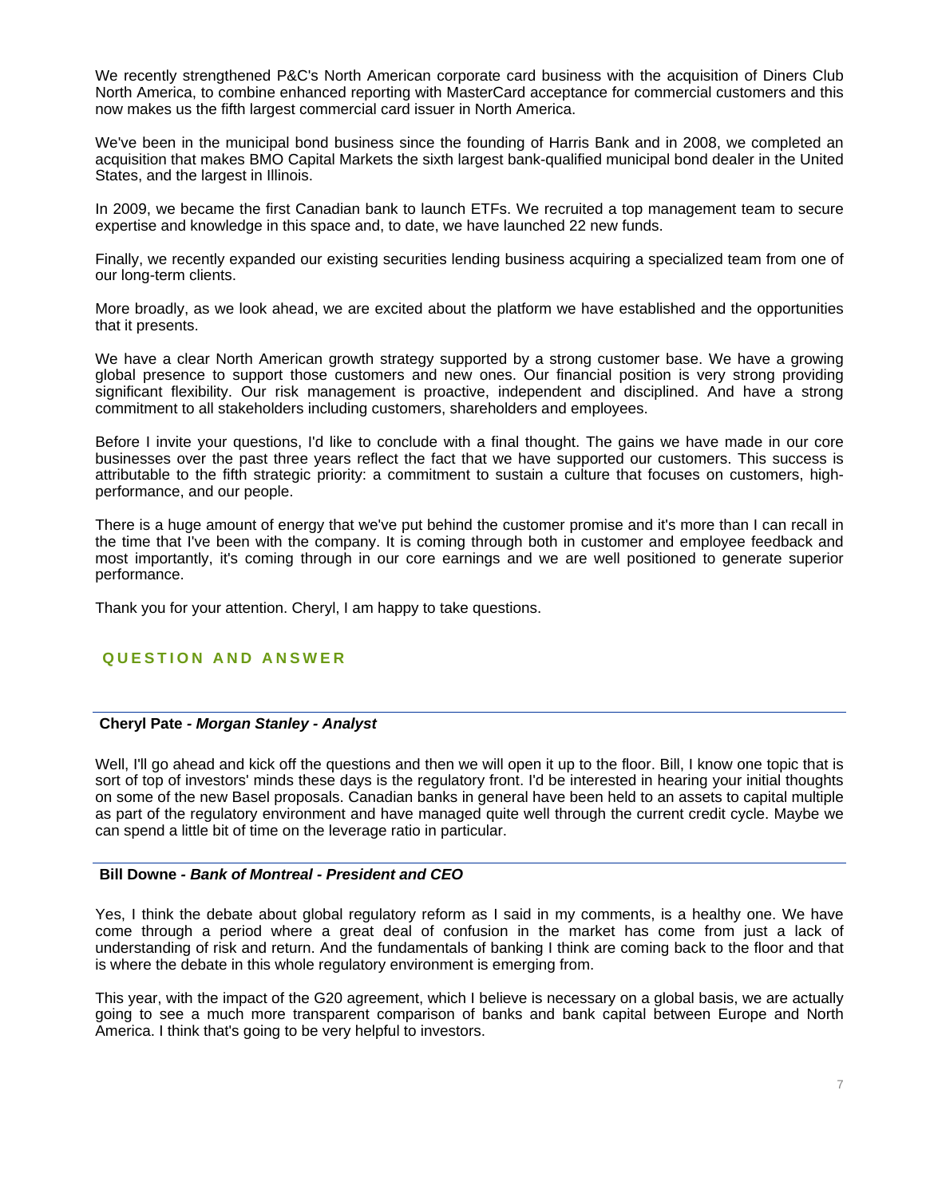We recently strengthened P&C's North American corporate card business with the acquisition of Diners Club North America, to combine enhanced reporting with MasterCard acceptance for commercial customers and this now makes us the fifth largest commercial card issuer in North America.

We've been in the municipal bond business since the founding of Harris Bank and in 2008, we completed an acquisition that makes BMO Capital Markets the sixth largest bank-qualified municipal bond dealer in the United States, and the largest in Illinois.

In 2009, we became the first Canadian bank to launch ETFs. We recruited a top management team to secure expertise and knowledge in this space and, to date, we have launched 22 new funds.

Finally, we recently expanded our existing securities lending business acquiring a specialized team from one of our long-term clients.

More broadly, as we look ahead, we are excited about the platform we have established and the opportunities that it presents.

We have a clear North American growth strategy supported by a strong customer base. We have a growing global presence to support those customers and new ones. Our financial position is very strong providing significant flexibility. Our risk management is proactive, independent and disciplined. And have a strong commitment to all stakeholders including customers, shareholders and employees.

Before I invite your questions, I'd like to conclude with a final thought. The gains we have made in our core businesses over the past three years reflect the fact that we have supported our customers. This success is attributable to the fifth strategic priority: a commitment to sustain a culture that focuses on customers, high-performance, and our people.

There is a huge amount of energy that we've put behind the customer promise and it's more than I can recall in the time that I've been with the company. It is coming through both in customer and employee feedback and most importantly, it's coming through in our core earnings and we are well positioned to generate superior performance.

Thank you for your attention. Cheryl, I am happy to take questions.

## QUESTION AND ANSWER

**Cheryl Pate - *Morgan Stanley - Analyst***

Well, I'll go ahead and kick off the questions and then we will open it up to the floor. Bill, I know one topic that is sort of top of investors' minds these days is the regulatory front. I'd be interested in hearing your initial thoughts on some of the new Basel proposals. Canadian banks in general have been held to an assets to capital multiple as part of the regulatory environment and have managed quite well through the current credit cycle. Maybe we can spend a little bit of time on the leverage ratio in particular.

**Bill Downe - *Bank of Montreal - President and CEO***

Yes, I think the debate about global regulatory reform as I said in my comments, is a healthy one. We have come through a period where a great deal of confusion in the market has come from just a lack of understanding of risk and return. And the fundamentals of banking I think are coming back to the floor and that is where the debate in this whole regulatory environment is emerging from.

This year, with the impact of the G20 agreement, which I believe is necessary on a global basis, we are actually going to see a much more transparent comparison of banks and bank capital between Europe and North America. I think that's going to be very helpful to investors.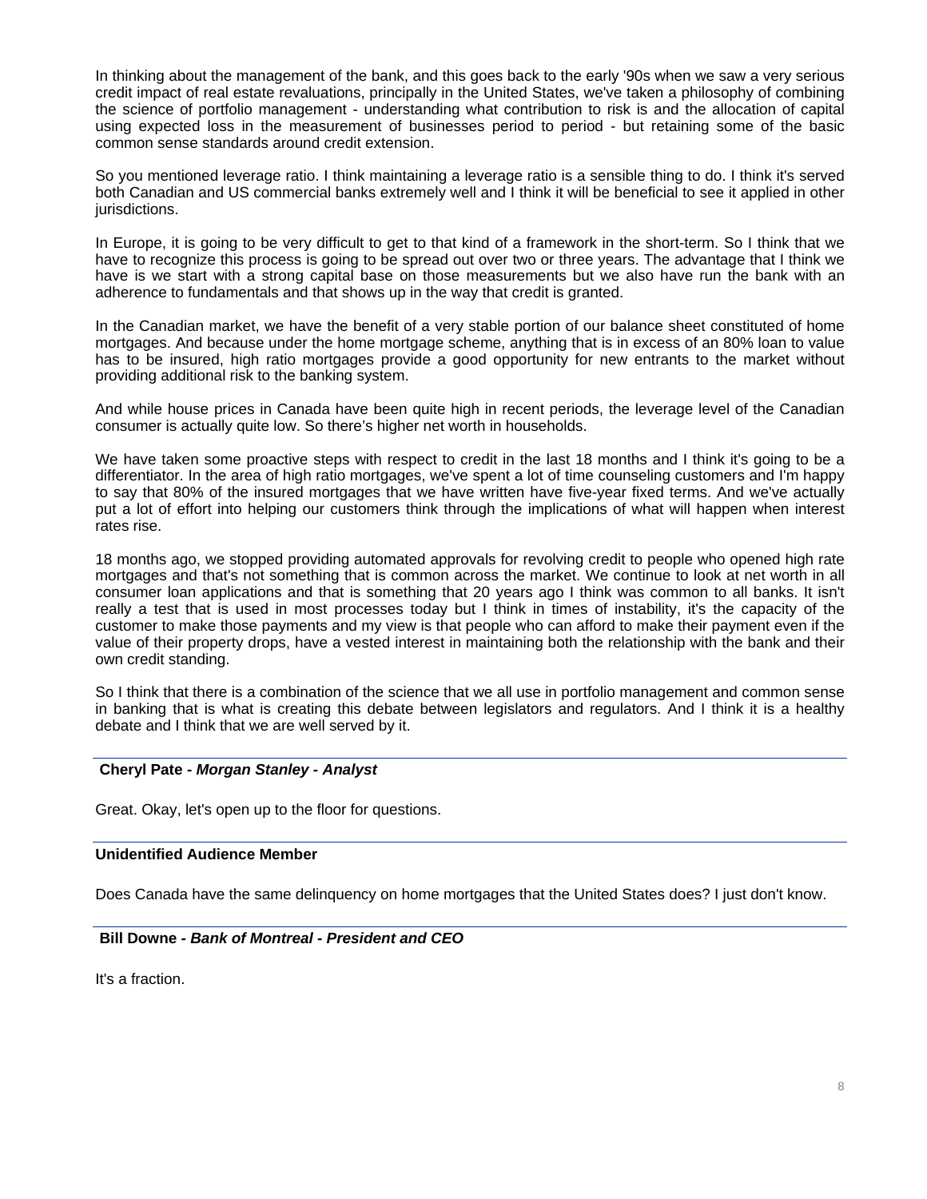In thinking about the management of the bank, and this goes back to the early '90s when we saw a very serious credit impact of real estate revaluations, principally in the United States, we've taken a philosophy of combining the science of portfolio management - understanding what contribution to risk is and the allocation of capital using expected loss in the measurement of businesses period to period - but retaining some of the basic common sense standards around credit extension.

So you mentioned leverage ratio. I think maintaining a leverage ratio is a sensible thing to do. I think it's served both Canadian and US commercial banks extremely well and I think it will be beneficial to see it applied in other jurisdictions.

In Europe, it is going to be very difficult to get to that kind of a framework in the short-term. So I think that we have to recognize this process is going to be spread out over two or three years. The advantage that I think we have is we start with a strong capital base on those measurements but we also have run the bank with an adherence to fundamentals and that shows up in the way that credit is granted.

In the Canadian market, we have the benefit of a very stable portion of our balance sheet constituted of home mortgages. And because under the home mortgage scheme, anything that is in excess of an 80% loan to value has to be insured, high ratio mortgages provide a good opportunity for new entrants to the market without providing additional risk to the banking system.

And while house prices in Canada have been quite high in recent periods, the leverage level of the Canadian consumer is actually quite low. So there's higher net worth in households.

We have taken some proactive steps with respect to credit in the last 18 months and I think it's going to be a differentiator. In the area of high ratio mortgages, we've spent a lot of time counseling customers and I'm happy to say that 80% of the insured mortgages that we have written have five-year fixed terms. And we've actually put a lot of effort into helping our customers think through the implications of what will happen when interest rates rise.

18 months ago, we stopped providing automated approvals for revolving credit to people who opened high rate mortgages and that's not something that is common across the market. We continue to look at net worth in all consumer loan applications and that is something that 20 years ago I think was common to all banks. It isn't really a test that is used in most processes today but I think in times of instability, it's the capacity of the customer to make those payments and my view is that people who can afford to make their payment even if the value of their property drops, have a vested interest in maintaining both the relationship with the bank and their own credit standing.

So I think that there is a combination of the science that we all use in portfolio management and common sense in banking that is what is creating this debate between legislators and regulators. And I think it is a healthy debate and I think that we are well served by it.

---

**Cheryl Pate - *Morgan Stanley - Analyst***

Great. Okay, let's open up to the floor for questions.

---

**Unidentified Audience Member**

Does Canada have the same delinquency on home mortgages that the United States does? I just don't know.

---

**Bill Downe - *Bank of Montreal - President and CEO***

It's a fraction.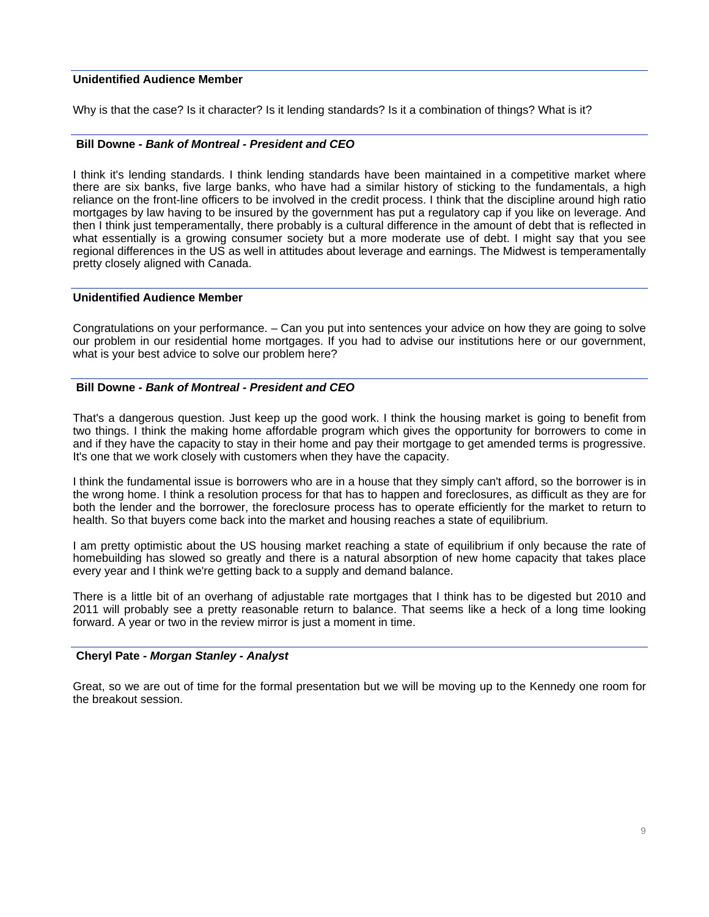**Unidentified Audience Member**

Why is that the case? Is it character? Is it lending standards? Is it a combination of things? What is it?

**Bill Downe** - ***Bank of Montreal - President and CEO***

I think it's lending standards. I think lending standards have been maintained in a competitive market where there are six banks, five large banks, who have had a similar history of sticking to the fundamentals, a high reliance on the front-line officers to be involved in the credit process. I think that the discipline around high ratio mortgages by law having to be insured by the government has put a regulatory cap if you like on leverage. And then I think just temperamentally, there probably is a cultural difference in the amount of debt that is reflected in what essentially is a growing consumer society but a more moderate use of debt. I might say that you see regional differences in the US as well in attitudes about leverage and earnings. The Midwest is temperamentally pretty closely aligned with Canada.

**Unidentified Audience Member**

Congratulations on your performance. – Can you put into sentences your advice on how they are going to solve our problem in our residential home mortgages. If you had to advise our institutions here or our government, what is your best advice to solve our problem here?

**Bill Downe** - ***Bank of Montreal - President and CEO***

That's a dangerous question. Just keep up the good work. I think the housing market is going to benefit from two things. I think the making home affordable program which gives the opportunity for borrowers to come in and if they have the capacity to stay in their home and pay their mortgage to get amended terms is progressive. It's one that we work closely with customers when they have the capacity.

I think the fundamental issue is borrowers who are in a house that they simply can't afford, so the borrower is in the wrong home. I think a resolution process for that has to happen and foreclosures, as difficult as they are for both the lender and the borrower, the foreclosure process has to operate efficiently for the market to return to health. So that buyers come back into the market and housing reaches a state of equilibrium.

I am pretty optimistic about the US housing market reaching a state of equilibrium if only because the rate of homebuilding has slowed so greatly and there is a natural absorption of new home capacity that takes place every year and I think we're getting back to a supply and demand balance.

There is a little bit of an overhang of adjustable rate mortgages that I think has to be digested but 2010 and 2011 will probably see a pretty reasonable return to balance. That seems like a heck of a long time looking forward. A year or two in the review mirror is just a moment in time.

**Cheryl Pate** - ***Morgan Stanley - Analyst***

Great, so we are out of time for the formal presentation but we will be moving up to the Kennedy one room for the breakout session.